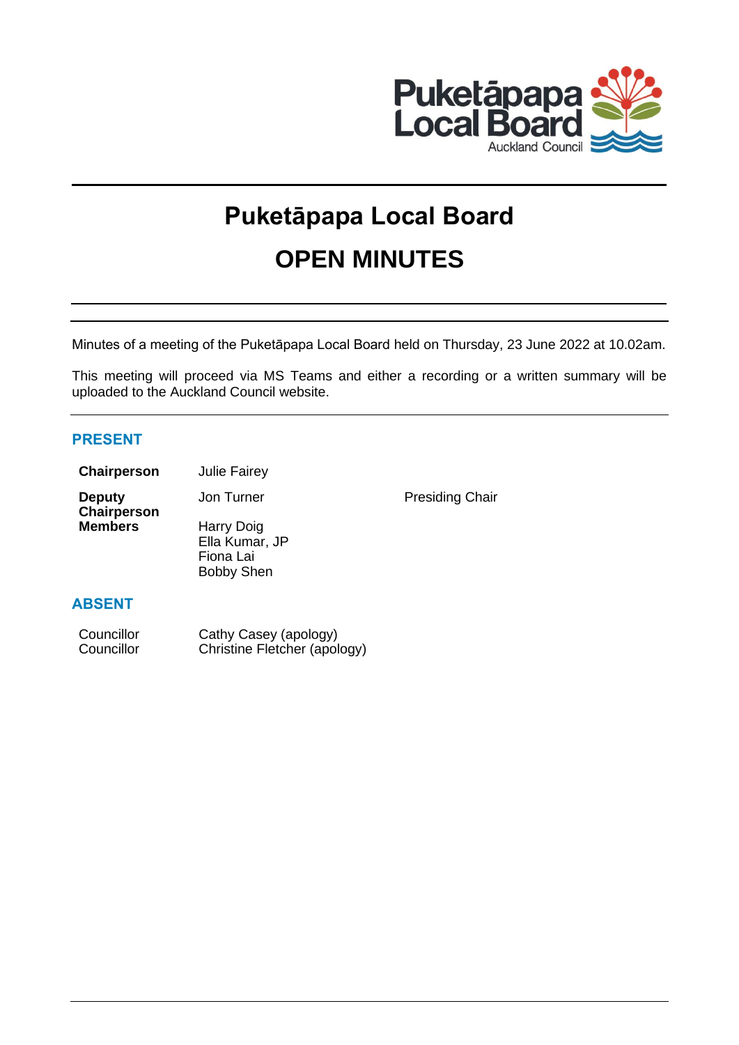# Puketāpapa Local Board

# OPEN MINUTES

Minutes of a meeting of the Puketāpapa Local Board held on Thursday, 23 June 2022 at 10.02am.

This meeting will proceed via MS Teams and either a recording or a written summary will be uploaded to the Auckland Council website.

## PRESENT

| | | |
|---|---|---|
| **Chairperson** | Julie Fairey | |
| **Deputy Chairperson** | Jon Turner | Presiding Chair |
| **Members** | Harry Doig<br>Ella Kumar, JP<br>Fiona Lai<br>Bobby Shen | |

## ABSENT

| | |
|---|---|
| Councillor | Cathy Casey (apology) |
| Councillor | Christine Fletcher (apology) |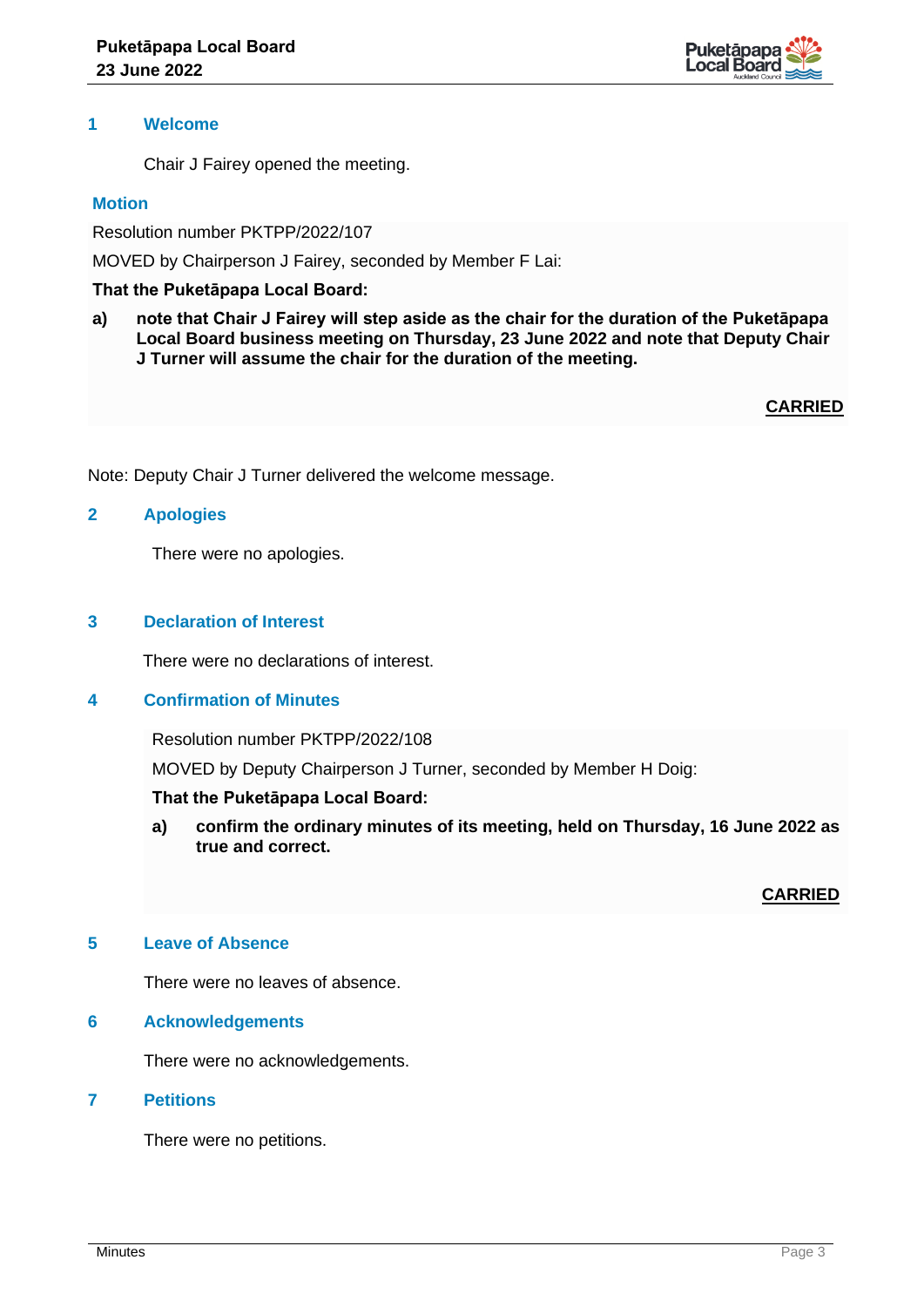## 1 Welcome

Chair J Fairey opened the meeting.

### Motion

Resolution number PKTPP/2022/107

MOVED by Chairperson J Fairey, seconded by Member F Lai:

**That the Puketāpapa Local Board:**

**a) note that Chair J Fairey will step aside as the chair for the duration of the Puketāpapa Local Board business meeting on Thursday, 23 June 2022 and note that Deputy Chair J Turner will assume the chair for the duration of the meeting.**

**CARRIED**

Note: Deputy Chair J Turner delivered the welcome message.

## 2 Apologies

There were no apologies.

## 3 Declaration of Interest

There were no declarations of interest.

## 4 Confirmation of Minutes

Resolution number PKTPP/2022/108

MOVED by Deputy Chairperson J Turner, seconded by Member H Doig:

**That the Puketāpapa Local Board:**

**a) confirm the ordinary minutes of its meeting, held on Thursday, 16 June 2022 as true and correct.**

**CARRIED**

## 5 Leave of Absence

There were no leaves of absence.

## 6 Acknowledgements

There were no acknowledgements.

## 7 Petitions

There were no petitions.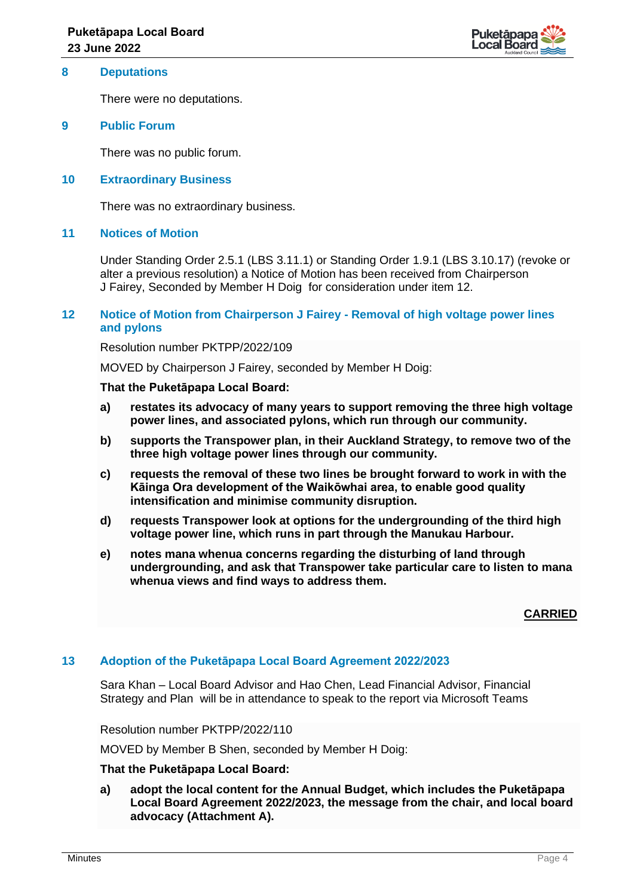## 8 Deputations

There were no deputations.

## 9 Public Forum

There was no public forum.

## 10 Extraordinary Business

There was no extraordinary business.

## 11 Notices of Motion

Under Standing Order 2.5.1 (LBS 3.11.1) or Standing Order 1.9.1 (LBS 3.10.17) (revoke or alter a previous resolution) a Notice of Motion has been received from Chairperson J Fairey, Seconded by Member H Doig for consideration under item 12.

## 12 Notice of Motion from Chairperson J Fairey - Removal of high voltage power lines and pylons

Resolution number PKTPP/2022/109

MOVED by Chairperson J Fairey, seconded by Member H Doig:

**That the Puketāpapa Local Board:**

**a) restates its advocacy of many years to support removing the three high voltage power lines, and associated pylons, which run through our community.**

**b) supports the Transpower plan, in their Auckland Strategy, to remove two of the three high voltage power lines through our community.**

**c) requests the removal of these two lines be brought forward to work in with the Kāinga Ora development of the Waikōwhai area, to enable good quality intensification and minimise community disruption.**

**d) requests Transpower look at options for the undergrounding of the third high voltage power line, which runs in part through the Manukau Harbour.**

**e) notes mana whenua concerns regarding the disturbing of land through undergrounding, and ask that Transpower take particular care to listen to mana whenua views and find ways to address them.**

**CARRIED**

## 13 Adoption of the Puketāpapa Local Board Agreement 2022/2023

Sara Khan – Local Board Advisor and Hao Chen, Lead Financial Advisor, Financial Strategy and Plan will be in attendance to speak to the report via Microsoft Teams

Resolution number PKTPP/2022/110

MOVED by Member B Shen, seconded by Member H Doig:

**That the Puketāpapa Local Board:**

**a) adopt the local content for the Annual Budget, which includes the Puketāpapa Local Board Agreement 2022/2023, the message from the chair, and local board advocacy (Attachment A).**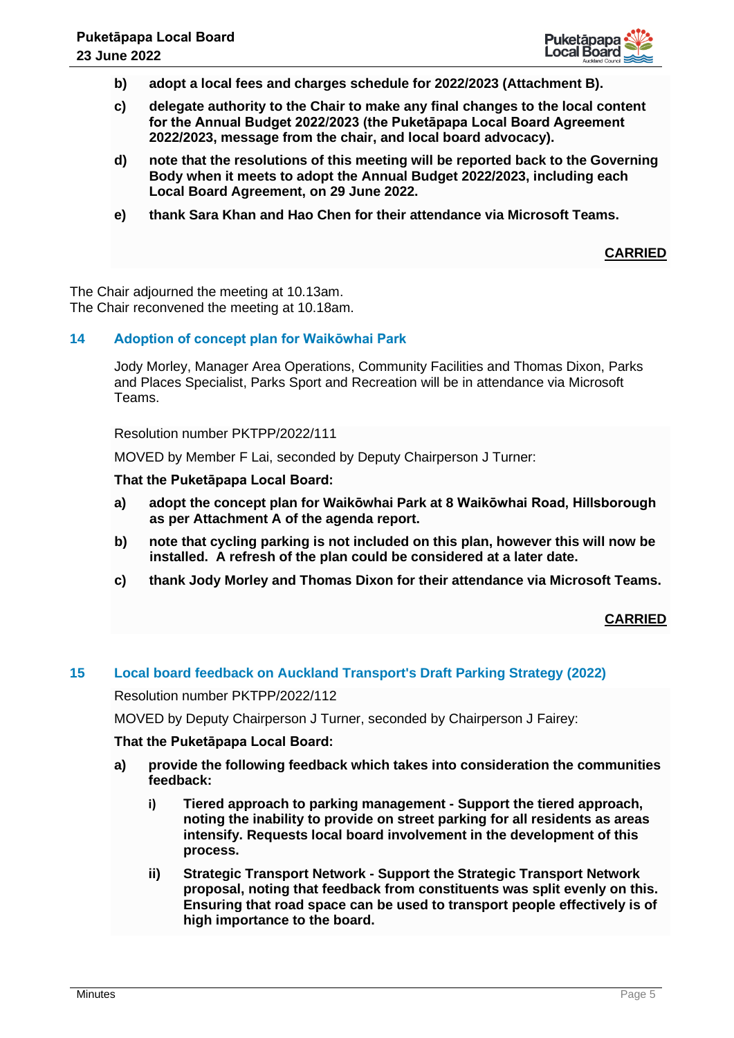**b) adopt a local fees and charges schedule for 2022/2023 (Attachment B).**

**c) delegate authority to the Chair to make any final changes to the local content for the Annual Budget 2022/2023 (the Puketāpapa Local Board Agreement 2022/2023, message from the chair, and local board advocacy).**

**d) note that the resolutions of this meeting will be reported back to the Governing Body when it meets to adopt the Annual Budget 2022/2023, including each Local Board Agreement, on 29 June 2022.**

**e) thank Sara Khan and Hao Chen for their attendance via Microsoft Teams.**

**CARRIED**

The Chair adjourned the meeting at 10.13am.
The Chair reconvened the meeting at 10.18am.

## 14 Adoption of concept plan for Waikōwhai Park

Jody Morley, Manager Area Operations, Community Facilities and Thomas Dixon, Parks and Places Specialist, Parks Sport and Recreation will be in attendance via Microsoft Teams.

Resolution number PKTPP/2022/111

MOVED by Member F Lai, seconded by Deputy Chairperson J Turner:

**That the Puketāpapa Local Board:**

**a) adopt the concept plan for Waikōwhai Park at 8 Waikōwhai Road, Hillsborough as per Attachment A of the agenda report.**

**b) note that cycling parking is not included on this plan, however this will now be installed. A refresh of the plan could be considered at a later date.**

**c) thank Jody Morley and Thomas Dixon for their attendance via Microsoft Teams.**

**CARRIED**

## 15 Local board feedback on Auckland Transport's Draft Parking Strategy (2022)

Resolution number PKTPP/2022/112

MOVED by Deputy Chairperson J Turner, seconded by Chairperson J Fairey:

**That the Puketāpapa Local Board:**

**a) provide the following feedback which takes into consideration the communities feedback:**

**i) Tiered approach to parking management - Support the tiered approach, noting the inability to provide on street parking for all residents as areas intensify. Requests local board involvement in the development of this process.**

**ii) Strategic Transport Network - Support the Strategic Transport Network proposal, noting that feedback from constituents was split evenly on this. Ensuring that road space can be used to transport people effectively is of high importance to the board.**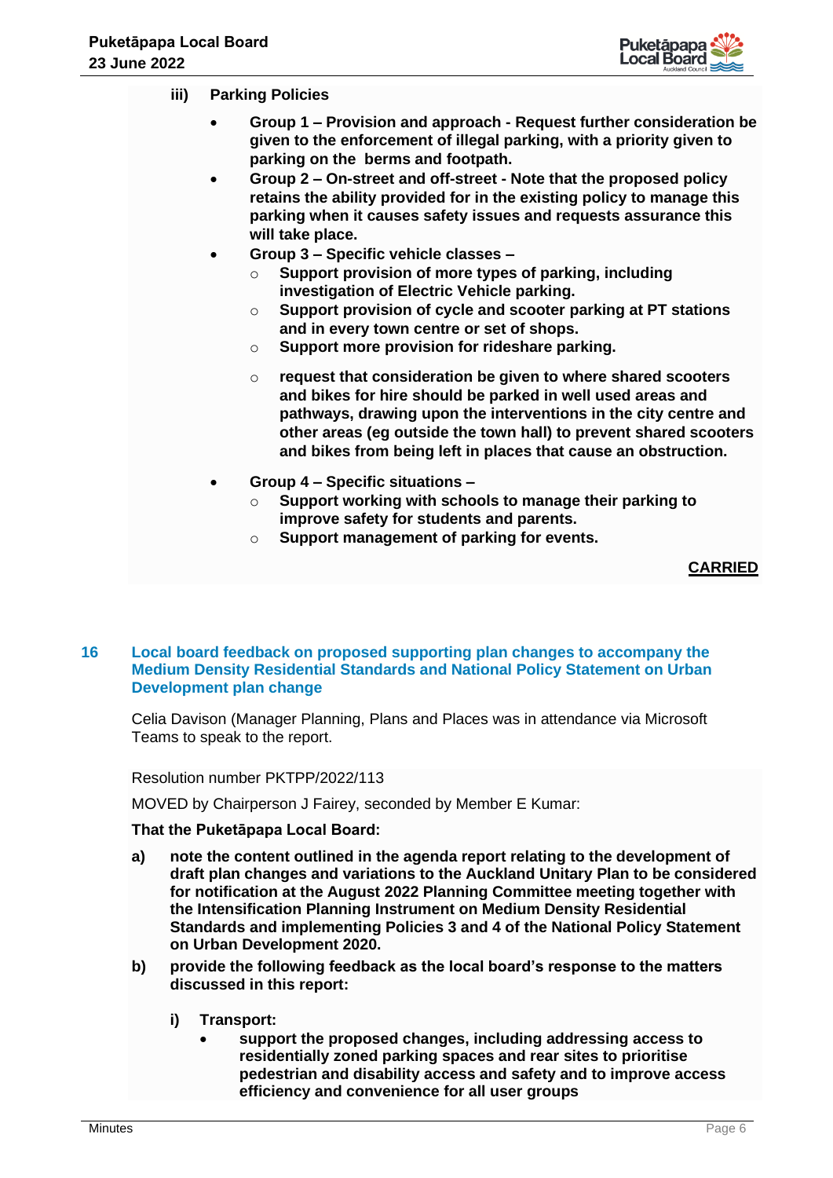**iii) Parking Policies**

- **Group 1 – Provision and approach - Request further consideration be given to the enforcement of illegal parking, with a priority given to parking on the berms and footpath.**
- **Group 2 – On-street and off-street - Note that the proposed policy retains the ability provided for in the existing policy to manage this parking when it causes safety issues and requests assurance this will take place.**
- **Group 3 – Specific vehicle classes –**
    - **Support provision of more types of parking, including investigation of Electric Vehicle parking.**
    - **Support provision of cycle and scooter parking at PT stations and in every town centre or set of shops.**
    - **Support more provision for rideshare parking.**
    - **request that consideration be given to where shared scooters and bikes for hire should be parked in well used areas and pathways, drawing upon the interventions in the city centre and other areas (eg outside the town hall) to prevent shared scooters and bikes from being left in places that cause an obstruction.**
- **Group 4 – Specific situations –**
    - **Support working with schools to manage their parking to improve safety for students and parents.**
    - **Support management of parking for events.**

**CARRIED**

## 16 Local board feedback on proposed supporting plan changes to accompany the Medium Density Residential Standards and National Policy Statement on Urban Development plan change

Celia Davison (Manager Planning, Plans and Places was in attendance via Microsoft Teams to speak to the report.

Resolution number PKTPP/2022/113

MOVED by Chairperson J Fairey, seconded by Member E Kumar:

**That the Puketāpapa Local Board:**

**a) note the content outlined in the agenda report relating to the development of draft plan changes and variations to the Auckland Unitary Plan to be considered for notification at the August 2022 Planning Committee meeting together with the Intensification Planning Instrument on Medium Density Residential Standards and implementing Policies 3 and 4 of the National Policy Statement on Urban Development 2020.**

**b) provide the following feedback as the local board's response to the matters discussed in this report:**

**i) Transport:**

- **support the proposed changes, including addressing access to residentially zoned parking spaces and rear sites to prioritise pedestrian and disability access and safety and to improve access efficiency and convenience for all user groups**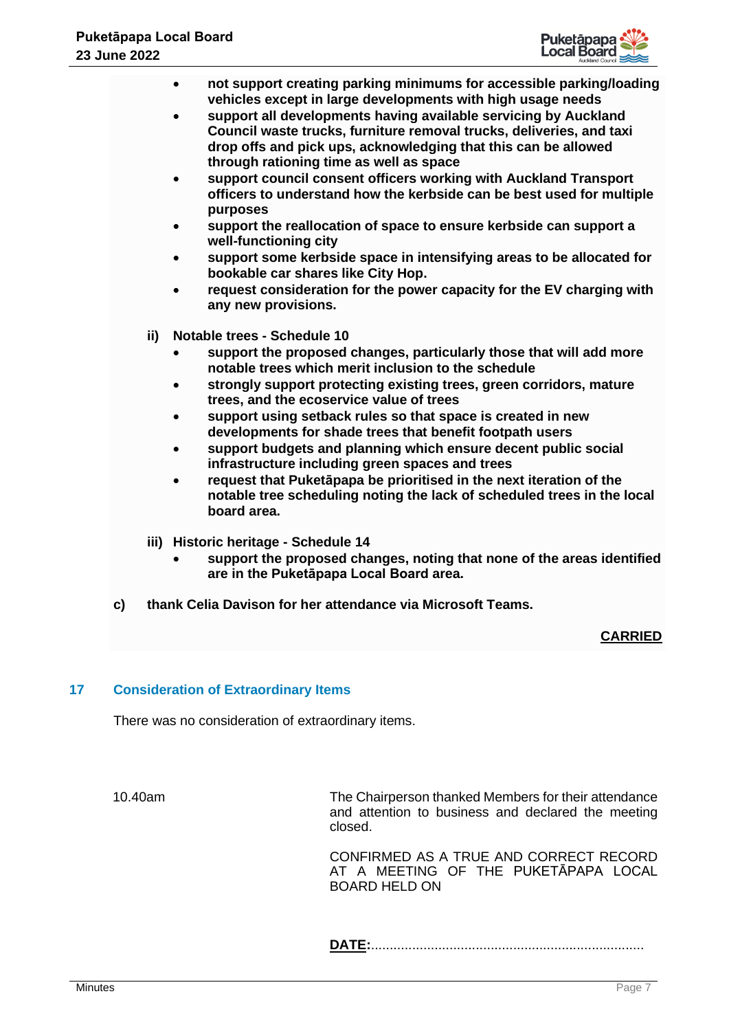- **not support creating parking minimums for accessible parking/loading vehicles except in large developments with high usage needs**
- **support all developments having available servicing by Auckland Council waste trucks, furniture removal trucks, deliveries, and taxi drop offs and pick ups, acknowledging that this can be allowed through rationing time as well as space**
- **support council consent officers working with Auckland Transport officers to understand how the kerbside can be best used for multiple purposes**
- **support the reallocation of space to ensure kerbside can support a well-functioning city**
- **support some kerbside space in intensifying areas to be allocated for bookable car shares like City Hop.**
- **request consideration for the power capacity for the EV charging with any new provisions.**

**ii) Notable trees - Schedule 10**

- **support the proposed changes, particularly those that will add more notable trees which merit inclusion to the schedule**
- **strongly support protecting existing trees, green corridors, mature trees, and the ecoservice value of trees**
- **support using setback rules so that space is created in new developments for shade trees that benefit footpath users**
- **support budgets and planning which ensure decent public social infrastructure including green spaces and trees**
- **request that Puketāpapa be prioritised in the next iteration of the notable tree scheduling noting the lack of scheduled trees in the local board area.**

**iii) Historic heritage - Schedule 14**

- **support the proposed changes, noting that none of the areas identified are in the Puketāpapa Local Board area.**

**c) thank Celia Davison for her attendance via Microsoft Teams.**

**<u>CARRIED</u>**

## 17 Consideration of Extraordinary Items

There was no consideration of extraordinary items.

10.40am

The Chairperson thanked Members for their attendance and attention to business and declared the meeting closed.

CONFIRMED AS A TRUE AND CORRECT RECORD AT A MEETING OF THE PUKETĀPAPA LOCAL BOARD HELD ON

**<u>DATE:</u>**.........................................................................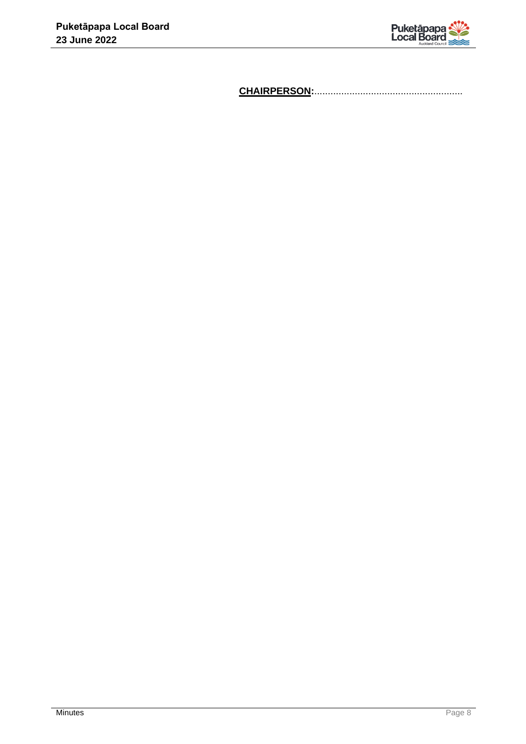**CHAIRPERSON:**......................................................